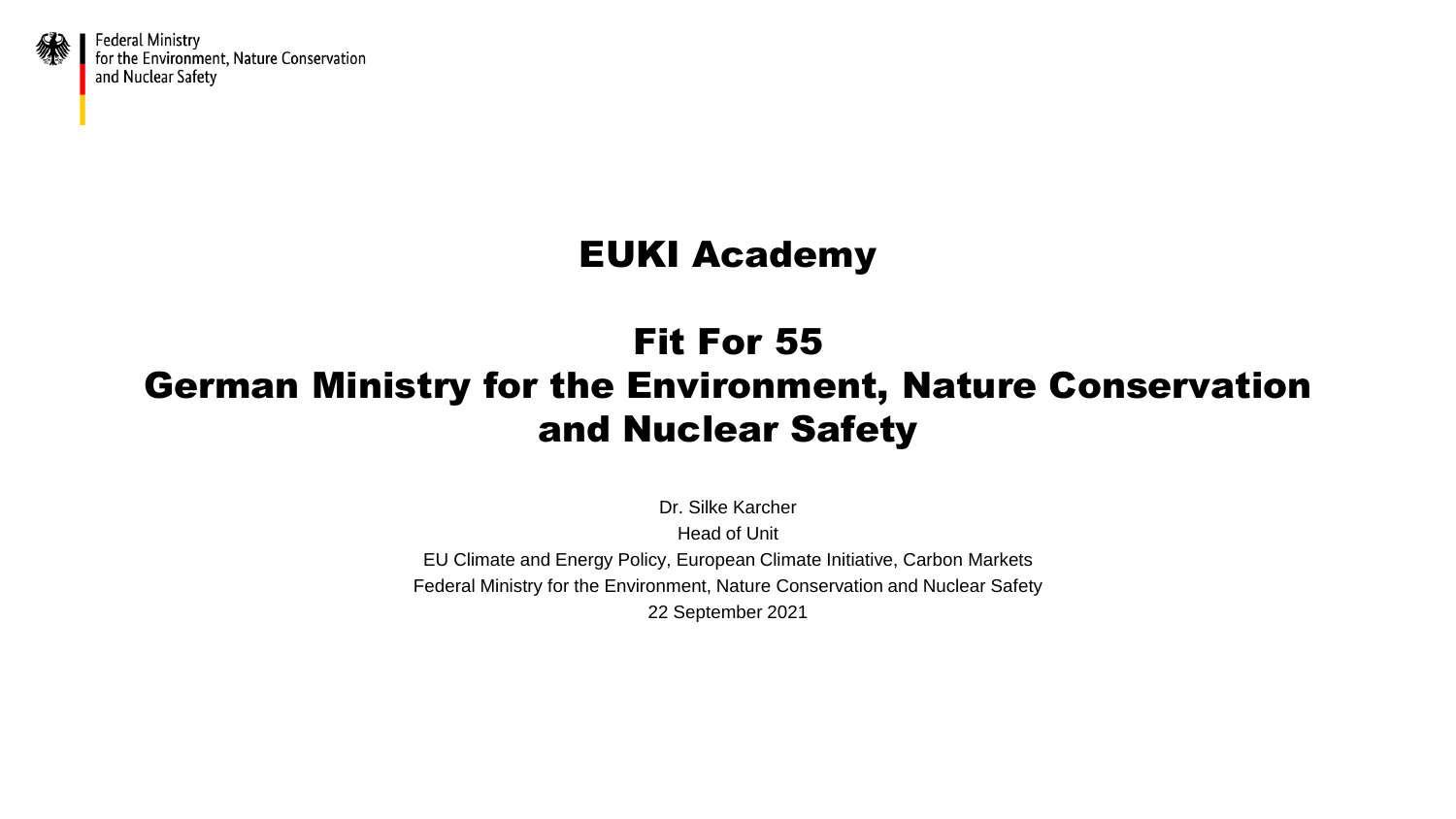Federal Ministry
for the Environment, Nature Conservation
and Nuclear Safety

# EUKI Academy

# Fit For 55
# German Ministry for the Environment, Nature Conservation and Nuclear Safety

Dr. Silke Karcher
Head of Unit
EU Climate and Energy Policy, European Climate Initiative, Carbon Markets
Federal Ministry for the Environment, Nature Conservation and Nuclear Safety
22 September 2021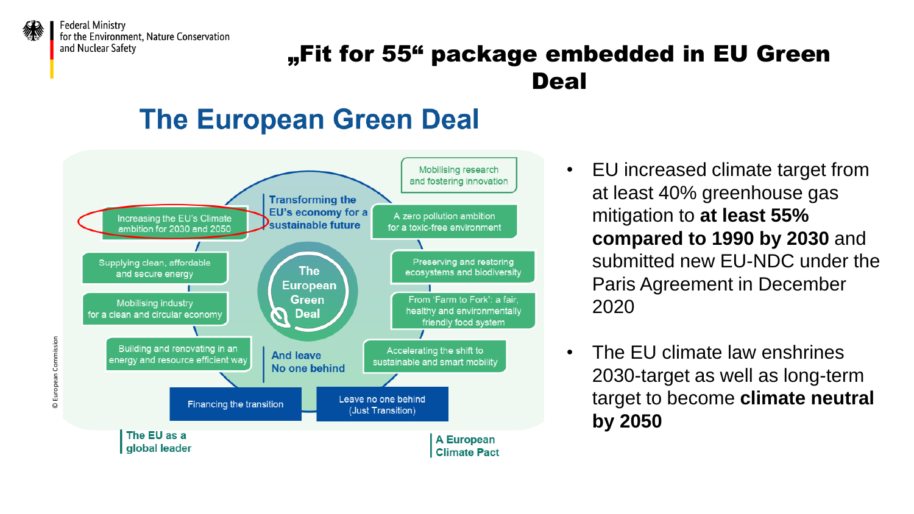# „Fit for 55" package embedded in EU Green Deal

## The European Green Deal

- Increasing the EU's Climate ambition for 2030 and 2050
- Supplying clean, affordable and secure energy
- Mobilising industry for a clean and circular economy
- Building and renovating in an energy and resource efficient way
- Mobilising research and fostering innovation
- A zero pollution ambition for a toxic-free environment
- Preserving and restoring ecosystems and biodiversity
- From 'Farm to Fork': a fair, healthy and environmentally friendly food system
- Accelerating the shift to sustainable and smart mobility

Transforming the EU's economy for a sustainable future

The European Green Deal

And leave No one behind

- Financing the transition
- Leave no one behind (Just Transition)

The EU as a global leader

A European Climate Pact

© European Commission

- EU increased climate target from at least 40% greenhouse gas mitigation to **at least 55% compared to 1990 by 2030** and submitted new EU-NDC under the Paris Agreement in December 2020
- The EU climate law enshrines 2030-target as well as long-term target to become **climate neutral by 2050**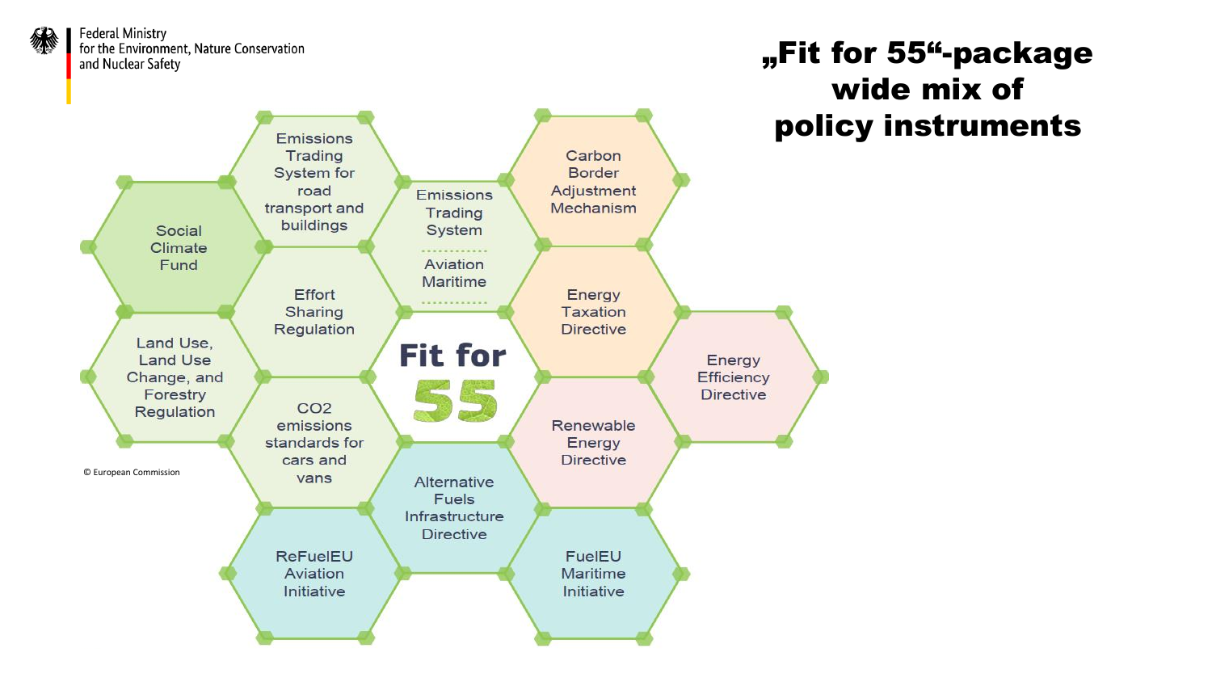# „Fit for 55"-package wide mix of policy instruments

- Social Climate Fund
- Emissions Trading System for road transport and buildings
- Effort Sharing Regulation
- Land Use, Land Use Change, and Forestry Regulation
- $CO_2$ emissions standards for cars and vans
- ReFuelEU Aviation Initiative
- Emissions Trading System – Aviation, Maritime
- Alternative Fuels Infrastructure Directive
- Carbon Border Adjustment Mechanism
- Energy Taxation Directive
- Renewable Energy Directive
- FuelEU Maritime Initiative
- Energy Efficiency Directive

Fit for 55

© European Commission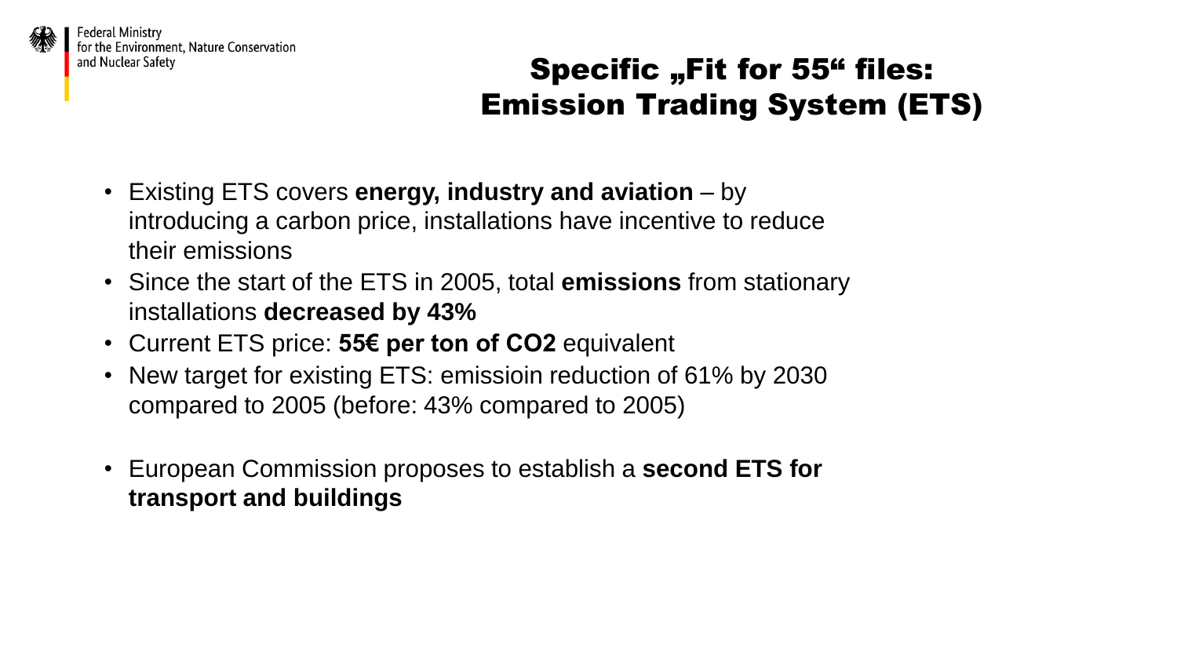# Specific „Fit for 55“ files: Emission Trading System (ETS)

- Existing ETS covers **energy, industry and aviation** – by introducing a carbon price, installations have incentive to reduce their emissions
- Since the start of the ETS in 2005, total **emissions** from stationary installations **decreased by 43%**
- Current ETS price: **55€ per ton of $CO_2$** equivalent
- New target for existing ETS: emissioin reduction of 61% by 2030 compared to 2005 (before: 43% compared to 2005)

- European Commission proposes to establish a **second ETS for transport and buildings**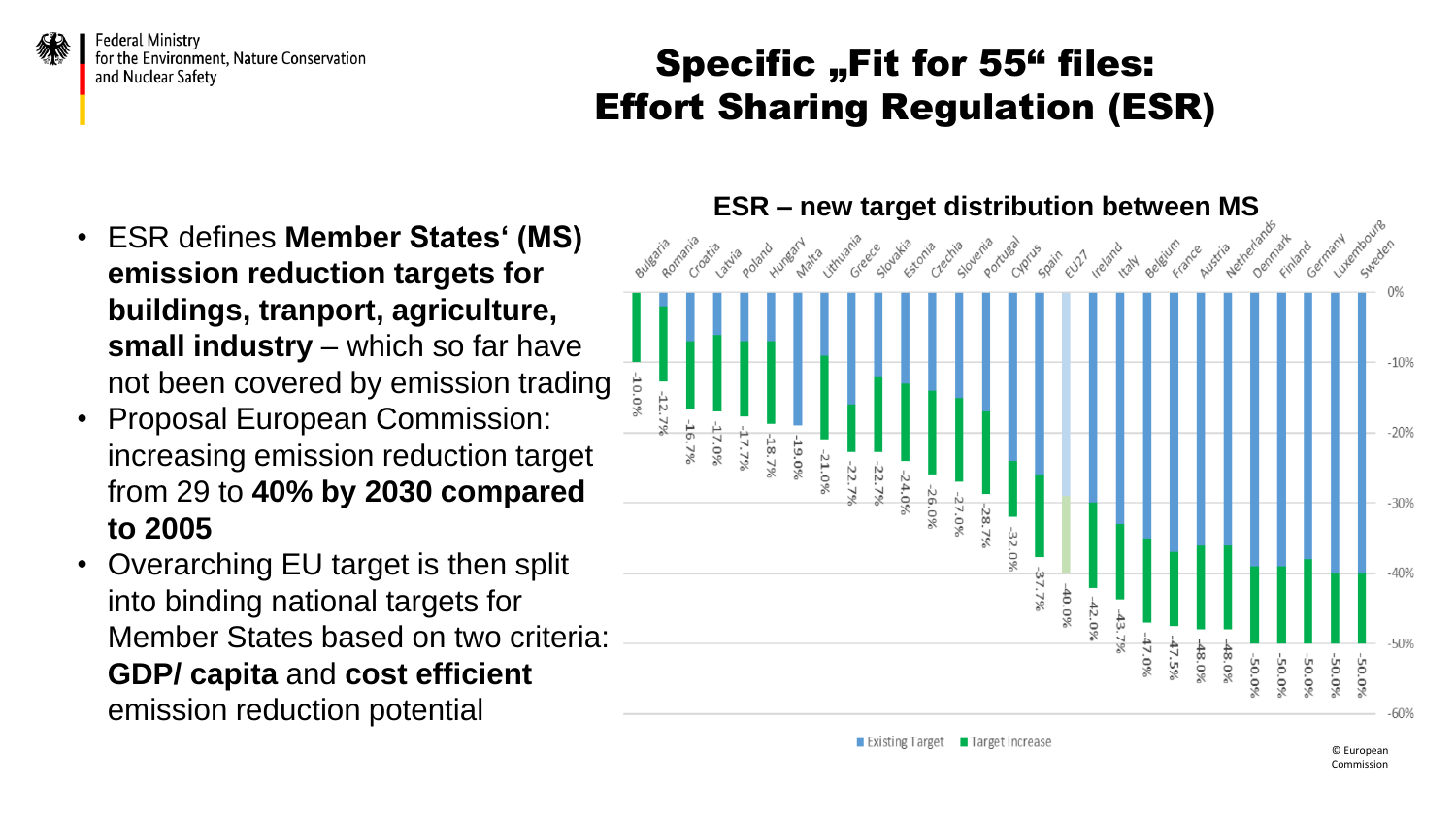# Specific „Fit for 55“ files: Effort Sharing Regulation (ESR)

- ESR defines **Member States‘ (MS) emission reduction targets for buildings, tranport, agriculture, small industry** – which so far have not been covered by emission trading
- Proposal European Commission: increasing emission reduction target from 29 to **40% by 2030 compared to 2005**
- Overarching EU target is then split into binding national targets for Member States based on two criteria: **GDP/ capita** and **cost efficient** emission reduction potential

**ESR – new target distribution between MS**

| Member State | Target |
|---|---|
| Bulgaria | -10.0% |
| Romania | -12.7% |
| Croatia | -16.7% |
| Latvia | -17.0% |
| Poland | -17.7% |
| Hungary | -18.7% |
| Malta | -19.0% |
| Lithuania | -21.0% |
| Greece | -22.7% |
| Slovakia | -22.7% |
| Estonia | -24.0% |
| Czechia | -26.0% |
| Slovenia | -27.0% |
| Portugal | -28.7% |
| Cyprus | -32.0% |
| Spain | -37.7% |
| EU27 | -40.0% |
| Ireland | -42.0% |
| Italy | -43.7% |
| Belgium | -47.0% |
| France | -47.5% |
| Austria | -48.0% |
| Netherlands | -48.0% |
| Denmark | -50.0% |
| Finland | -50.0% |
| Germany | -50.0% |
| Luxembourg | -50.0% |
| Sweden | -50.0% |

Existing Target / Target increase

© European Commission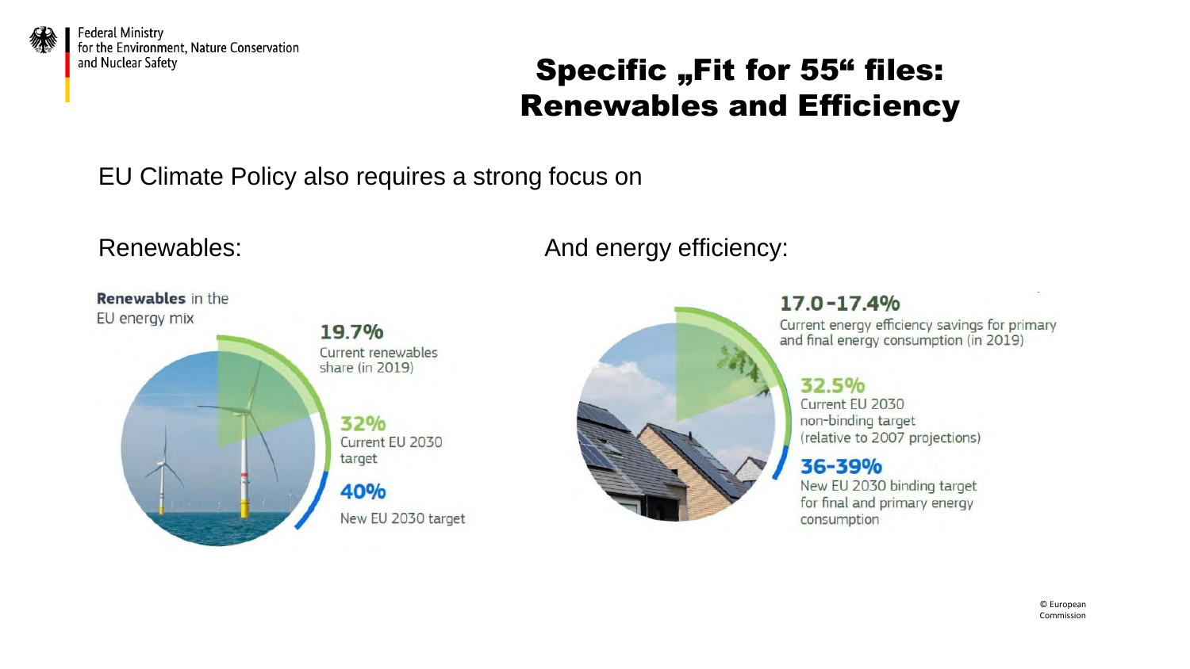# Specific „Fit for 55“ files: Renewables and Efficiency

EU Climate Policy also requires a strong focus on

Renewables:

**Renewables** in the EU energy mix

**19.7%**
Current renewables share (in 2019)

**32%**
Current EU 2030 target

**40%**
New EU 2030 target

And energy efficiency:

**17.0-17.4%**
Current energy efficiency savings for primary and final energy consumption (in 2019)

**32.5%**
Current EU 2030 non-binding target (relative to 2007 projections)

**36-39%**
New EU 2030 binding target for final and primary energy consumption

© European Commission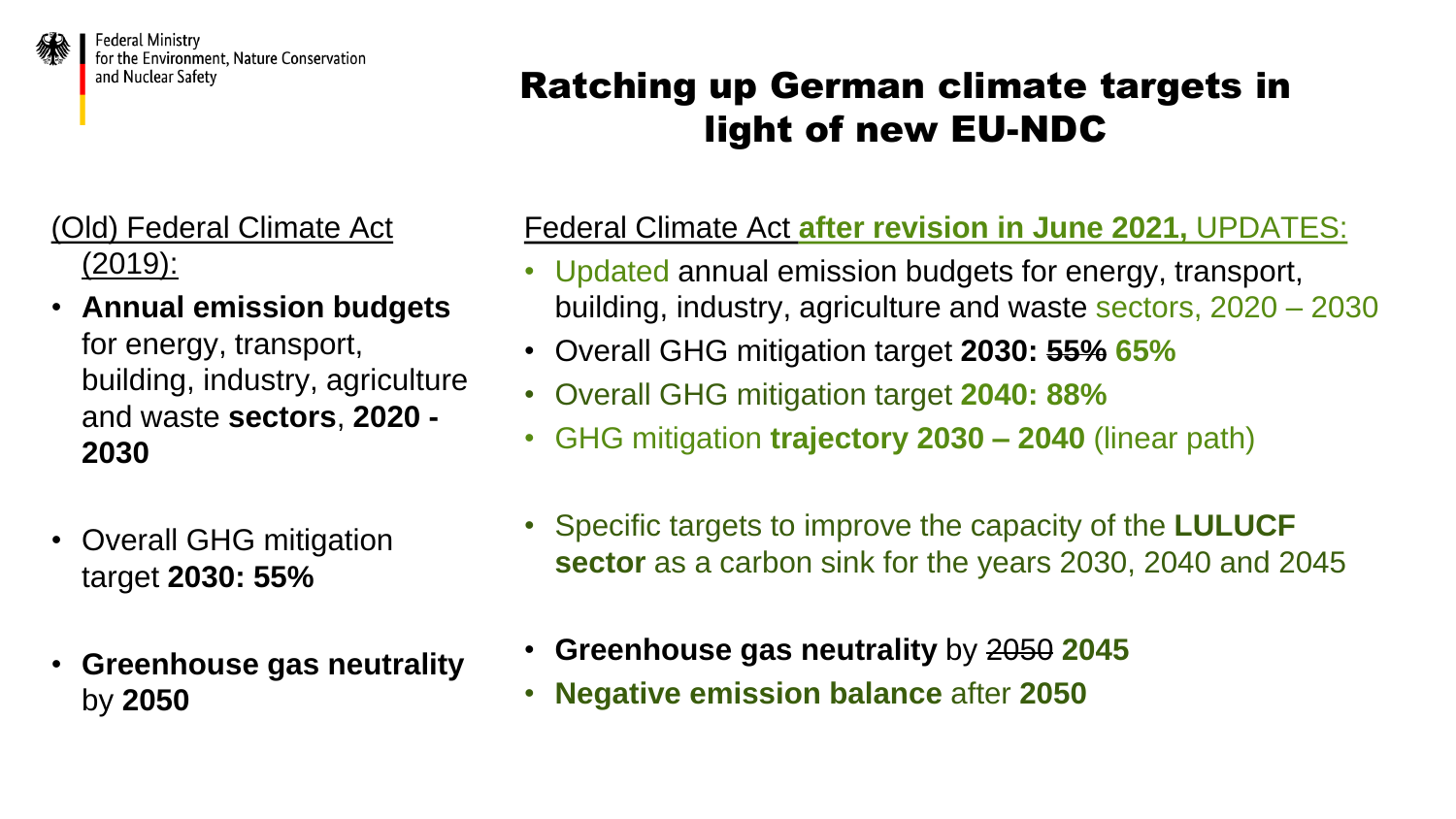Federal Ministry for the Environment, Nature Conservation and Nuclear Safety

# Ratching up German climate targets in light of new EU-NDC

(Old) Federal Climate Act (2019):

- **Annual emission budgets** for energy, transport, building, industry, agriculture and waste **sectors**, **2020 - 2030**
- Overall GHG mitigation target **2030: 55%**
- **Greenhouse gas neutrality** by **2050**

Federal Climate Act **after revision in June 2021,** UPDATES:

- Updated annual emission budgets for energy, transport, building, industry, agriculture and waste sectors, 2020 – 2030
- Overall GHG mitigation target **2030:** ~~**55%**~~ **65%**
- Overall GHG mitigation target **2040: 88%**
- GHG mitigation **trajectory 2030 – 2040** (linear path)
- Specific targets to improve the capacity of the **LULUCF sector** as a carbon sink for the years 2030, 2040 and 2045
- **Greenhouse gas neutrality** by ~~2050~~ **2045**
- **Negative emission balance** after **2050**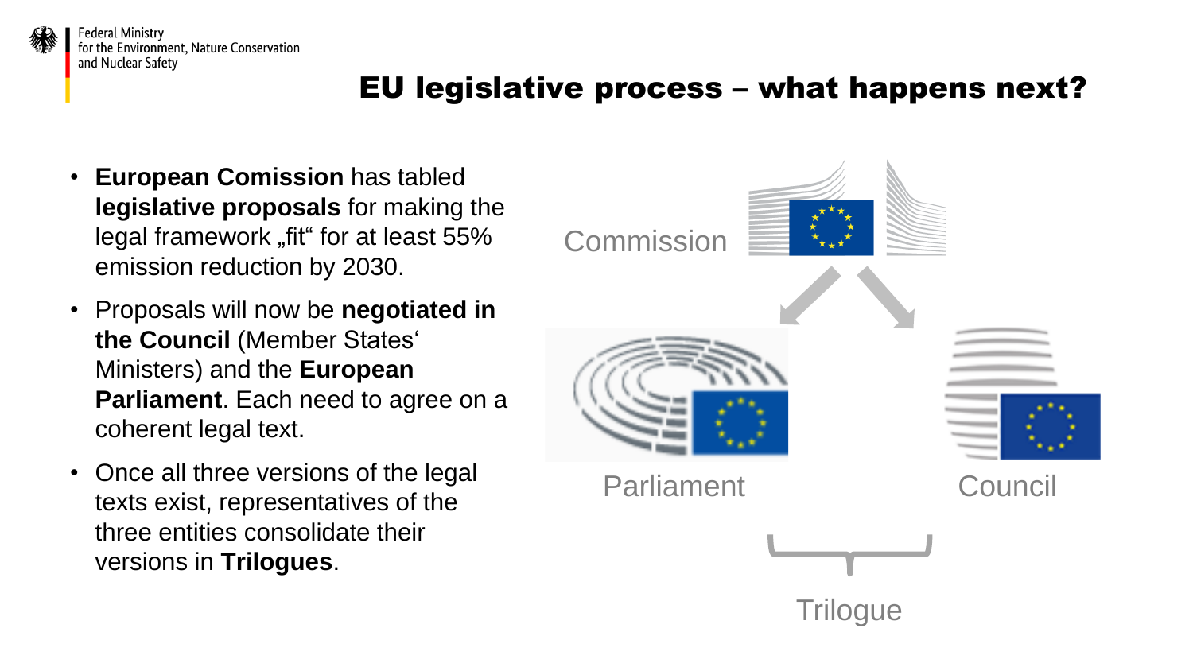# EU legislative process – what happens next?

- **European Comission** has tabled **legislative proposals** for making the legal framework „fit" for at least 55% emission reduction by 2030.
- Proposals will now be **negotiated in the Council** (Member States' Ministers) and the **European Parliament**. Each need to agree on a coherent legal text.
- Once all three versions of the legal texts exist, representatives of the three entities consolidate their versions in **Trilogues**.

Commission

Parliament

Council

Trilogue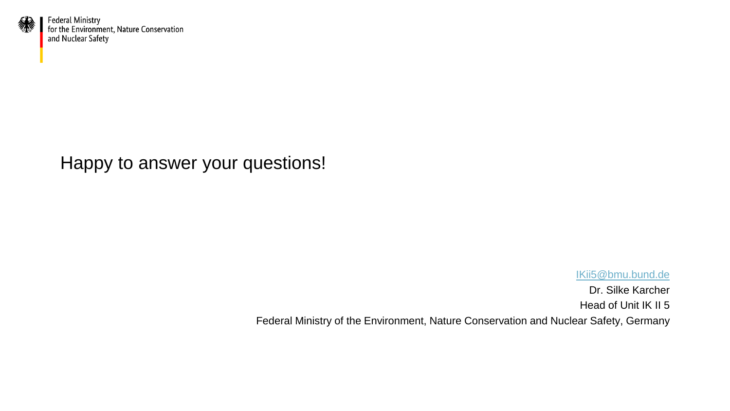Federal Ministry
for the Environment, Nature Conservation
and Nuclear Safety

Happy to answer your questions!

IKii5@bmu.bund.de

Dr. Silke Karcher

Head of Unit IK II 5

Federal Ministry of the Environment, Nature Conservation and Nuclear Safety, Germany